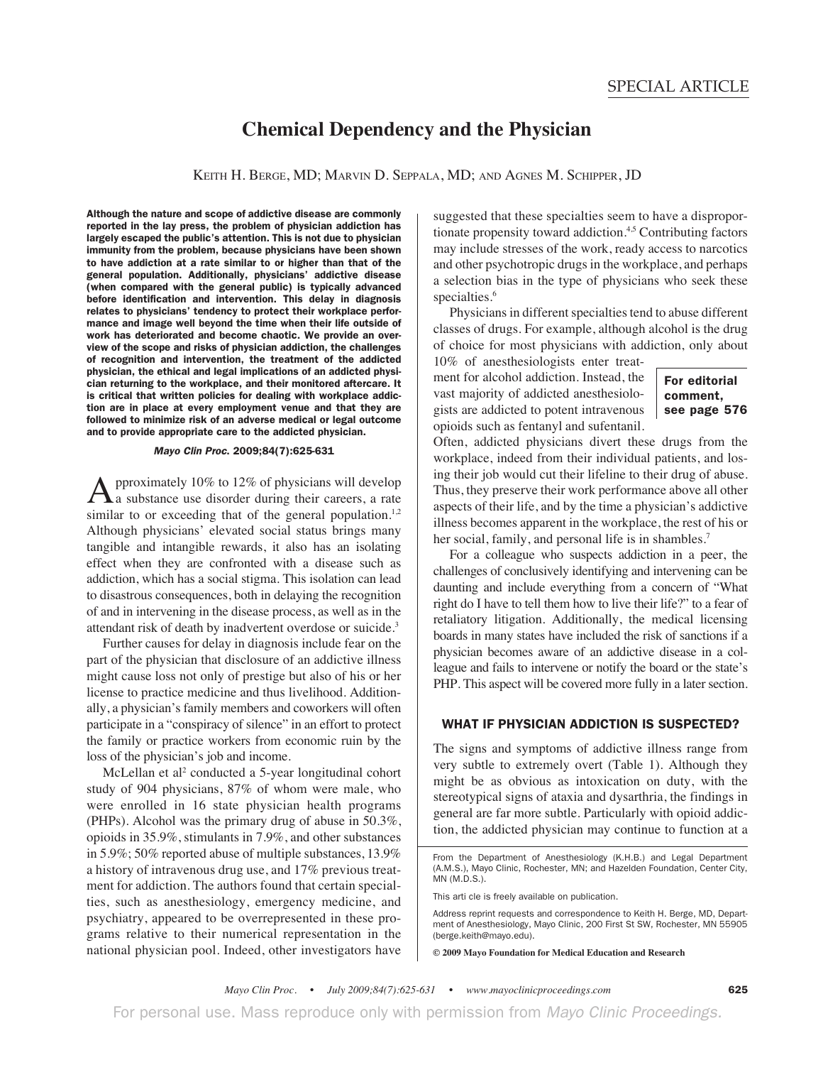SPECIAL ARTICLE

# Chemical Dependency and the Physician

Keith H. Berge, MD; Marvin D. Seppala, MD; and Agnes M. Schipper, JD

**Although the nature and scope of addictive disease are commonly reported in the lay press, the problem of physician addiction has largely escaped the public's attention. This is not due to physician immunity from the problem, because physicians have been shown to have addiction at a rate similar to or higher than that of the general population. Additionally, physicians' addictive disease (when compared with the general public) is typically advanced before identification and intervention. This delay in diagnosis relates to physicians' tendency to protect their workplace performance and image well beyond the time when their life outside of work has deteriorated and become chaotic. We provide an overview of the scope and risks of physician addiction, the challenges of recognition and intervention, the treatment of the addicted physician, the ethical and legal implications of an addicted physician returning to the workplace, and their monitored aftercare. It is critical that written policies for dealing with workplace addiction are in place at every employment venue and that they are followed to minimize risk of an adverse medical or legal outcome and to provide appropriate care to the addicted physician.**

*Mayo Clin Proc.* 2009;84(7):625-631

Approximately 10% to 12% of physicians will develop a substance use disorder during their careers, a rate similar to or exceeding that of the general population.[1,2] Although physicians' elevated social status brings many tangible and intangible rewards, it also has an isolating effect when they are confronted with a disease such as addiction, which has a social stigma. This isolation can lead to disastrous consequences, both in delaying the recognition of and in intervening in the disease process, as well as in the attendant risk of death by inadvertent overdose or suicide.[3]

Further causes for delay in diagnosis include fear on the part of the physician that disclosure of an addictive illness might cause loss not only of prestige but also of his or her license to practice medicine and thus livelihood. Additionally, a physician's family members and coworkers will often participate in a "conspiracy of silence" in an effort to protect the family or practice workers from economic ruin by the loss of the physician's job and income.

McLellan et al[2] conducted a 5-year longitudinal cohort study of 904 physicians, 87% of whom were male, who were enrolled in 16 state physician health programs (PHPs). Alcohol was the primary drug of abuse in 50.3%, opioids in 35.9%, stimulants in 7.9%, and other substances in 5.9%; 50% reported abuse of multiple substances, 13.9% a history of intravenous drug use, and 17% previous treatment for addiction. The authors found that certain specialties, such as anesthesiology, emergency medicine, and psychiatry, appeared to be overrepresented in these programs relative to their numerical representation in the national physician pool. Indeed, other investigators have suggested that these specialties seem to have a disproportionate propensity toward addiction.[4,5] Contributing factors may include stresses of the work, ready access to narcotics and other psychotropic drugs in the workplace, and perhaps a selection bias in the type of physicians who seek these specialties.[6]

Physicians in different specialties tend to abuse different classes of drugs. For example, although alcohol is the drug of choice for most physicians with addiction, only about 10% of anesthesiologists enter treatment for alcohol addiction. Instead, the vast majority of addicted anesthesiologists are addicted to potent intravenous opioids such as fentanyl and sufentanil. Often, addicted physicians divert these drugs from the workplace, indeed from their individual patients, and losing their job would cut their lifeline to their drug of abuse. Thus, they preserve their work performance above all other aspects of their life, and by the time a physician's addictive illness becomes apparent in the workplace, the rest of his or her social, family, and personal life is in shambles.[7]

**For editorial comment, see page 576**

For a colleague who suspects addiction in a peer, the challenges of conclusively identifying and intervening can be daunting and include everything from a concern of "What right do I have to tell them how to live their life?" to a fear of retaliatory litigation. Additionally, the medical licensing boards in many states have included the risk of sanctions if a physician becomes aware of an addictive disease in a colleague and fails to intervene or notify the board or the state's PHP. This aspect will be covered more fully in a later section.

## WHAT IF PHYSICIAN ADDICTION IS SUSPECTED?

The signs and symptoms of addictive illness range from very subtle to extremely overt (Table 1). Although they might be as obvious as intoxication on duty, with the stereotypical signs of ataxia and dysarthria, the findings in general are far more subtle. Particularly with opioid addiction, the addicted physician may continue to function at a

From the Department of Anesthesiology (K.H.B.) and Legal Department (A.M.S.), Mayo Clinic, Rochester, MN; and Hazelden Foundation, Center City, MN (M.D.S.).

This arti cle is freely available on publication.

Address reprint requests and correspondence to Keith H. Berge, MD, Department of Anesthesiology, Mayo Clinic, 200 First St SW, Rochester, MN 55905 (berge.keith@mayo.edu).

**© 2009 Mayo Foundation for Medical Education and Research**

For personal use. Mass reproduce only with permission from *Mayo Clinic Proceedings*.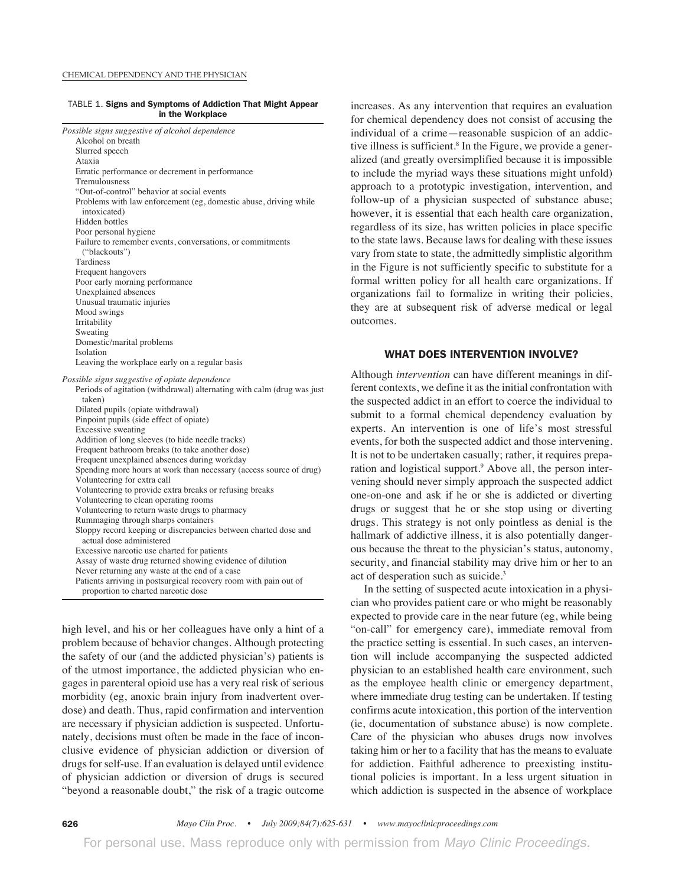TABLE 1. **Signs and Symptoms of Addiction That Might Appear in the Workplace**

*Possible signs suggestive of alcohol dependence*

- Alcohol on breath
- Slurred speech
- Ataxia
- Erratic performance or decrement in performance
- Tremulousness
- "Out-of-control" behavior at social events
- Problems with law enforcement (eg, domestic abuse, driving while intoxicated)
- Hidden bottles
- Poor personal hygiene
- Failure to remember events, conversations, or commitments ("blackouts")
- Tardiness
- Frequent hangovers
- Poor early morning performance
- Unexplained absences
- Unusual traumatic injuries
- Mood swings
- Irritability
- Sweating
- Domestic/marital problems
- Isolation
- Leaving the workplace early on a regular basis

*Possible signs suggestive of opiate dependence*

- Periods of agitation (withdrawal) alternating with calm (drug was just taken)
- Dilated pupils (opiate withdrawal)
- Pinpoint pupils (side effect of opiate)
- Excessive sweating
- Addition of long sleeves (to hide needle tracks)
- Frequent bathroom breaks (to take another dose)
- Frequent unexplained absences during workday
- Spending more hours at work than necessary (access source of drug)
- Volunteering for extra call
- Volunteering to provide extra breaks or refusing breaks
- Volunteering to clean operating rooms
- Volunteering to return waste drugs to pharmacy
- Rummaging through sharps containers
- Sloppy record keeping or discrepancies between charted dose and actual dose administered
- Excessive narcotic use charted for patients
- Assay of waste drug returned showing evidence of dilution
- Never returning any waste at the end of a case
- Patients arriving in postsurgical recovery room with pain out of proportion to charted narcotic dose

high level, and his or her colleagues have only a hint of a problem because of behavior changes. Although protecting the safety of our (and the addicted physician's) patients is of the utmost importance, the addicted physician who engages in parenteral opioid use has a very real risk of serious morbidity (eg, anoxic brain injury from inadvertent overdose) and death. Thus, rapid confirmation and intervention are necessary if physician addiction is suspected. Unfortunately, decisions must often be made in the face of inconclusive evidence of physician addiction or diversion of drugs for self-use. If an evaluation is delayed until evidence of physician addiction or diversion of drugs is secured "beyond a reasonable doubt," the risk of a tragic outcome increases. As any intervention that requires an evaluation for chemical dependency does not consist of accusing the individual of a crime—reasonable suspicion of an addictive illness is sufficient.[8] In the Figure, we provide a generalized (and greatly oversimplified because it is impossible to include the myriad ways these situations might unfold) approach to a prototypic investigation, intervention, and follow-up of a physician suspected of substance abuse; however, it is essential that each health care organization, regardless of its size, has written policies in place specific to the state laws. Because laws for dealing with these issues vary from state to state, the admittedly simplistic algorithm in the Figure is not sufficiently specific to substitute for a formal written policy for all health care organizations. If organizations fail to formalize in writing their policies, they are at subsequent risk of adverse medical or legal outcomes.

## WHAT DOES INTERVENTION INVOLVE?

Although *intervention* can have different meanings in different contexts, we define it as the initial confrontation with the suspected addict in an effort to coerce the individual to submit to a formal chemical dependency evaluation by experts. An intervention is one of life's most stressful events, for both the suspected addict and those intervening. It is not to be undertaken casually; rather, it requires preparation and logistical support.[9] Above all, the person intervening should never simply approach the suspected addict one-on-one and ask if he or she is addicted or diverting drugs or suggest that he or she stop using or diverting drugs. This strategy is not only pointless as denial is the hallmark of addictive illness, it is also potentially dangerous because the threat to the physician's status, autonomy, security, and financial stability may drive him or her to an act of desperation such as suicide.[3]

In the setting of suspected acute intoxication in a physician who provides patient care or who might be reasonably expected to provide care in the near future (eg, while being "on-call" for emergency care), immediate removal from the practice setting is essential. In such cases, an intervention will include accompanying the suspected addicted physician to an established health care environment, such as the employee health clinic or emergency department, where immediate drug testing can be undertaken. If testing confirms acute intoxication, this portion of the intervention (ie, documentation of substance abuse) is now complete. Care of the physician who abuses drugs now involves taking him or her to a facility that has the means to evaluate for addiction. Faithful adherence to preexisting institutional policies is important. In a less urgent situation in which addiction is suspected in the absence of workplace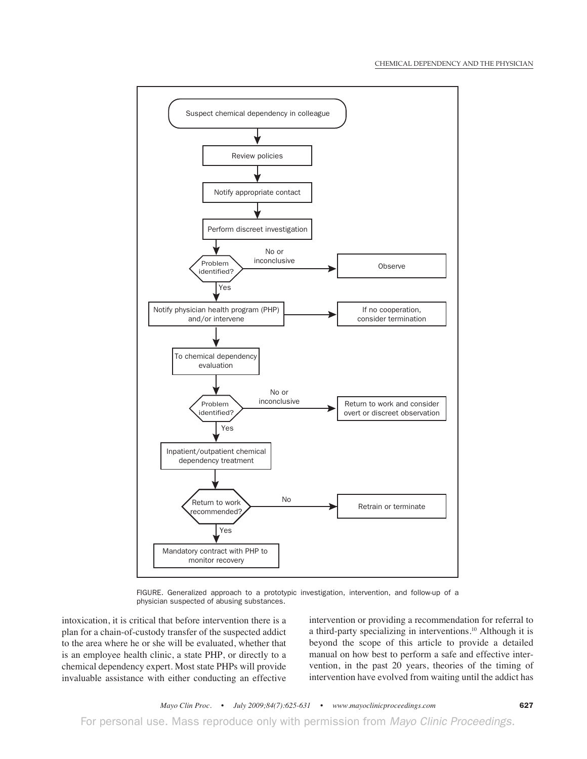- Suspect chemical dependency in colleague
- Review policies
- Notify appropriate contact
- Perform discreet investigation
- Problem identified?
  - No or inconclusive → Observe
  - Yes → Notify physician health program (PHP) and/or intervene
- Notify physician health program (PHP) and/or intervene → If no cooperation, consider termination
- To chemical dependency evaluation
- Problem identified?
  - No or inconclusive → Return to work and consider overt or discreet observation
  - Yes → Inpatient/outpatient chemical dependency treatment
- Return to work recommended?
  - No → Retrain or terminate
  - Yes → Mandatory contract with PHP to monitor recovery

FIGURE. Generalized approach to a prototypic investigation, intervention, and follow-up of a physician suspected of abusing substances.

intoxication, it is critical that before intervention there is a plan for a chain-of-custody transfer of the suspected addict to the area where he or she will be evaluated, whether that is an employee health clinic, a state PHP, or directly to a chemical dependency expert. Most state PHPs will provide invaluable assistance with either conducting an effective intervention or providing a recommendation for referral to a third-party specializing in interventions.[10] Although it is beyond the scope of this article to provide a detailed manual on how best to perform a safe and effective intervention, in the past 20 years, theories of the timing of intervention have evolved from waiting until the addict has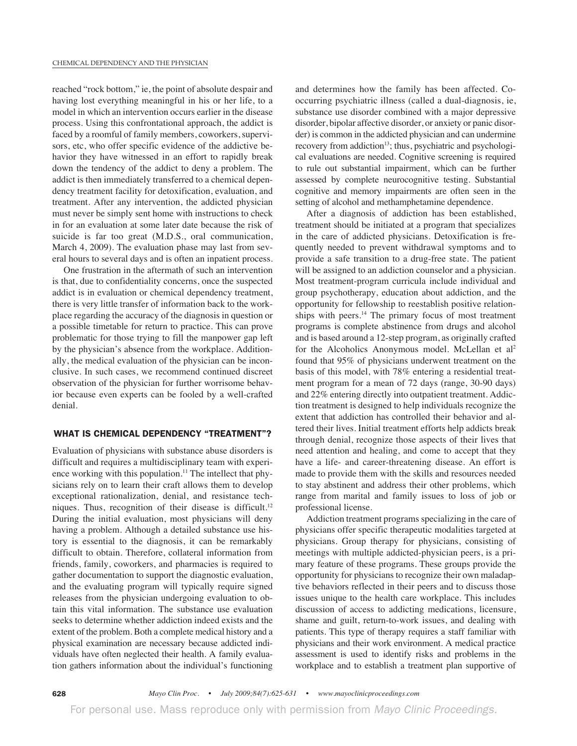reached "rock bottom," ie, the point of absolute despair and having lost everything meaningful in his or her life, to a model in which an intervention occurs earlier in the disease process. Using this confrontational approach, the addict is faced by a roomful of family members, coworkers, supervisors, etc, who offer specific evidence of the addictive behavior they have witnessed in an effort to rapidly break down the tendency of the addict to deny a problem. The addict is then immediately transferred to a chemical dependency treatment facility for detoxification, evaluation, and treatment. After any intervention, the addicted physician must never be simply sent home with instructions to check in for an evaluation at some later date because the risk of suicide is far too great (M.D.S., oral communication, March 4, 2009). The evaluation phase may last from several hours to several days and is often an inpatient process.

One frustration in the aftermath of such an intervention is that, due to confidentiality concerns, once the suspected addict is in evaluation or chemical dependency treatment, there is very little transfer of information back to the workplace regarding the accuracy of the diagnosis in question or a possible timetable for return to practice. This can prove problematic for those trying to fill the manpower gap left by the physician's absence from the workplace. Additionally, the medical evaluation of the physician can be inconclusive. In such cases, we recommend continued discreet observation of the physician for further worrisome behavior because even experts can be fooled by a well-crafted denial.

## WHAT IS CHEMICAL DEPENDENCY "TREATMENT"?

Evaluation of physicians with substance abuse disorders is difficult and requires a multidisciplinary team with experience working with this population.[11] The intellect that physicians rely on to learn their craft allows them to develop exceptional rationalization, denial, and resistance techniques. Thus, recognition of their disease is difficult.[12] During the initial evaluation, most physicians will deny having a problem. Although a detailed substance use history is essential to the diagnosis, it can be remarkably difficult to obtain. Therefore, collateral information from friends, family, coworkers, and pharmacies is required to gather documentation to support the diagnostic evaluation, and the evaluating program will typically require signed releases from the physician undergoing evaluation to obtain this vital information. The substance use evaluation seeks to determine whether addiction indeed exists and the extent of the problem. Both a complete medical history and a physical examination are necessary because addicted individuals have often neglected their health. A family evaluation gathers information about the individual's functioning and determines how the family has been affected. Co-occurring psychiatric illness (called a dual-diagnosis, ie, substance use disorder combined with a major depressive disorder, bipolar affective disorder, or anxiety or panic disorder) is common in the addicted physician and can undermine recovery from addiction[13]; thus, psychiatric and psychological evaluations are needed. Cognitive screening is required to rule out substantial impairment, which can be further assessed by complete neurocognitive testing. Substantial cognitive and memory impairments are often seen in the setting of alcohol and methamphetamine dependence.

After a diagnosis of addiction has been established, treatment should be initiated at a program that specializes in the care of addicted physicians. Detoxification is frequently needed to prevent withdrawal symptoms and to provide a safe transition to a drug-free state. The patient will be assigned to an addiction counselor and a physician. Most treatment-program curricula include individual and group psychotherapy, education about addiction, and the opportunity for fellowship to reestablish positive relationships with peers.[14] The primary focus of most treatment programs is complete abstinence from drugs and alcohol and is based around a 12-step program, as originally crafted for the Alcoholics Anonymous model. McLellan et al[2] found that 95% of physicians underwent treatment on the basis of this model, with 78% entering a residential treatment program for a mean of 72 days (range, 30-90 days) and 22% entering directly into outpatient treatment. Addiction treatment is designed to help individuals recognize the extent that addiction has controlled their behavior and altered their lives. Initial treatment efforts help addicts break through denial, recognize those aspects of their lives that need attention and healing, and come to accept that they have a life- and career-threatening disease. An effort is made to provide them with the skills and resources needed to stay abstinent and address their other problems, which range from marital and family issues to loss of job or professional license.

Addiction treatment programs specializing in the care of physicians offer specific therapeutic modalities targeted at physicians. Group therapy for physicians, consisting of meetings with multiple addicted-physician peers, is a primary feature of these programs. These groups provide the opportunity for physicians to recognize their own maladaptive behaviors reflected in their peers and to discuss those issues unique to the health care workplace. This includes discussion of access to addicting medications, licensure, shame and guilt, return-to-work issues, and dealing with patients. This type of therapy requires a staff familiar with physicians and their work environment. A medical practice assessment is used to identify risks and problems in the workplace and to establish a treatment plan supportive of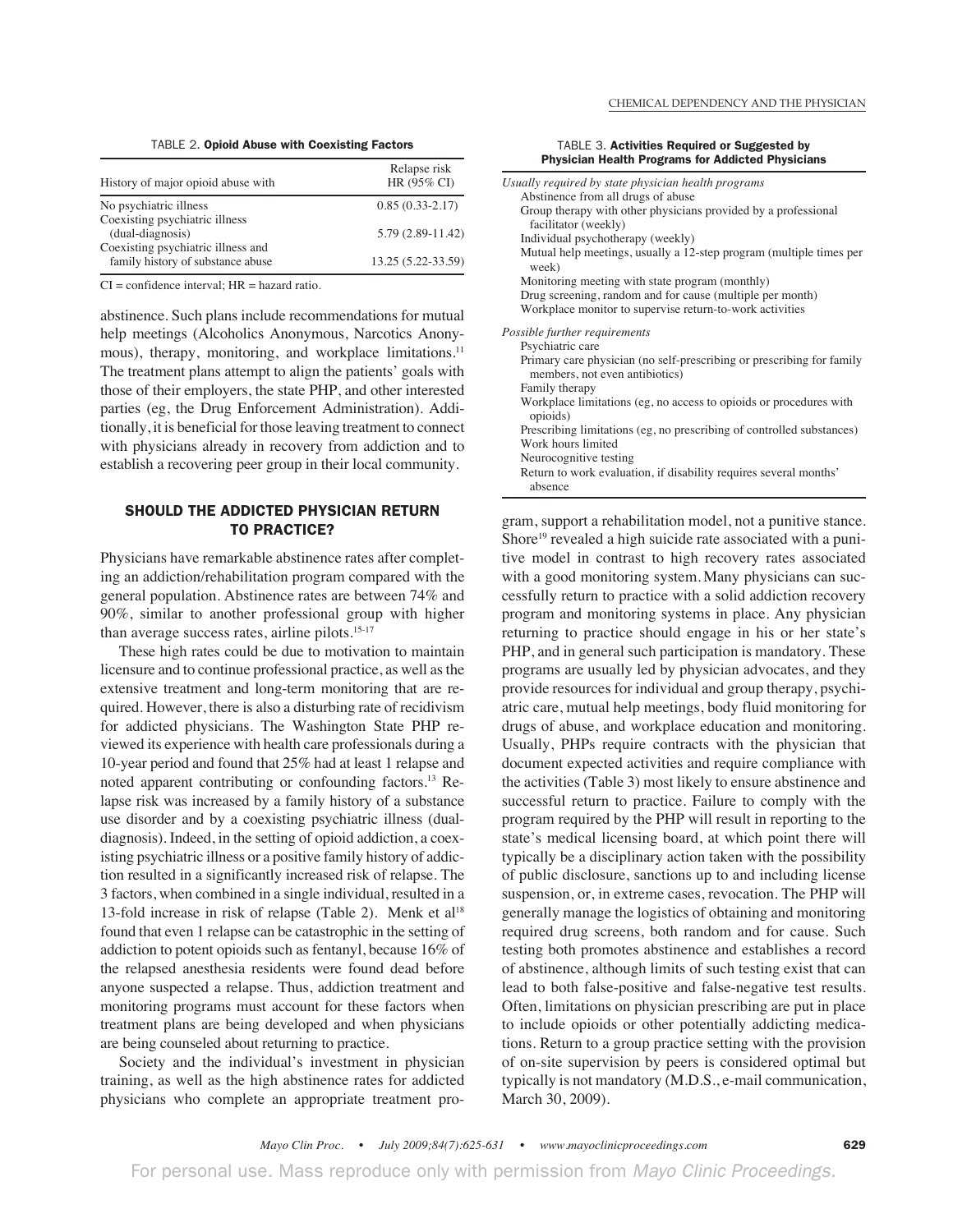TABLE 2. **Opioid Abuse with Coexisting Factors**

| History of major opioid abuse with | Relapse risk HR (95% CI) |
|---|---|
| No psychiatric illness | 0.85 (0.33-2.17) |
| Coexisting psychiatric illness (dual-diagnosis) | 5.79 (2.89-11.42) |
| Coexisting psychiatric illness and family history of substance abuse | 13.25 (5.22-33.59) |

CI = confidence interval; HR = hazard ratio.

abstinence. Such plans include recommendations for mutual help meetings (Alcoholics Anonymous, Narcotics Anonymous), therapy, monitoring, and workplace limitations.[11] The treatment plans attempt to align the patients' goals with those of their employers, the state PHP, and other interested parties (eg, the Drug Enforcement Administration). Additionally, it is beneficial for those leaving treatment to connect with physicians already in recovery from addiction and to establish a recovering peer group in their local community.

## SHOULD THE ADDICTED PHYSICIAN RETURN TO PRACTICE?

Physicians have remarkable abstinence rates after completing an addiction/rehabilitation program compared with the general population. Abstinence rates are between 74% and 90%, similar to another professional group with higher than average success rates, airline pilots.[15-17]

These high rates could be due to motivation to maintain licensure and to continue professional practice, as well as the extensive treatment and long-term monitoring that are required. However, there is also a disturbing rate of recidivism for addicted physicians. The Washington State PHP reviewed its experience with health care professionals during a 10-year period and found that 25% had at least 1 relapse and noted apparent contributing or confounding factors.[13] Relapse risk was increased by a family history of a substance use disorder and by a coexisting psychiatric illness (dual-diagnosis). Indeed, in the setting of opioid addiction, a coexisting psychiatric illness or a positive family history of addiction resulted in a significantly increased risk of relapse. The 3 factors, when combined in a single individual, resulted in a 13-fold increase in risk of relapse (Table 2). Menk et al[18] found that even 1 relapse can be catastrophic in the setting of addiction to potent opioids such as fentanyl, because 16% of the relapsed anesthesia residents were found dead before anyone suspected a relapse. Thus, addiction treatment and monitoring programs must account for these factors when treatment plans are being developed and when physicians are being counseled about returning to practice.

Society and the individual's investment in physician training, as well as the high abstinence rates for addicted physicians who complete an appropriate treatment program, support a rehabilitation model, not a punitive stance. Shore[19] revealed a high suicide rate associated with a punitive model in contrast to high recovery rates associated with a good monitoring system. Many physicians can successfully return to practice with a solid addiction recovery program and monitoring systems in place. Any physician returning to practice should engage in his or her state's PHP, and in general such participation is mandatory. These programs are usually led by physician advocates, and they provide resources for individual and group therapy, psychiatric care, mutual help meetings, body fluid monitoring for drugs of abuse, and workplace education and monitoring. Usually, PHPs require contracts with the physician that document expected activities and require compliance with the activities (Table 3) most likely to ensure abstinence and successful return to practice. Failure to comply with the program required by the PHP will result in reporting to the state's medical licensing board, at which point there will typically be a disciplinary action taken with the possibility of public disclosure, sanctions up to and including license suspension, or, in extreme cases, revocation. The PHP will generally manage the logistics of obtaining and monitoring required drug screens, both random and for cause. Such testing both promotes abstinence and establishes a record of abstinence, although limits of such testing exist that can lead to both false-positive and false-negative test results. Often, limitations on physician prescribing are put in place to include opioids or other potentially addicting medications. Return to a group practice setting with the provision of on-site supervision by peers is considered optimal but typically is not mandatory (M.D.S., e-mail communication, March 30, 2009).

TABLE 3. **Activities Required or Suggested by Physician Health Programs for Addicted Physicians**

*Usually required by state physician health programs*
- Abstinence from all drugs of abuse
- Group therapy with other physicians provided by a professional facilitator (weekly)
- Individual psychotherapy (weekly)
- Mutual help meetings, usually a 12-step program (multiple times per week)
- Monitoring meeting with state program (monthly)
- Drug screening, random and for cause (multiple per month)
- Workplace monitor to supervise return-to-work activities

*Possible further requirements*
- Psychiatric care
- Primary care physician (no self-prescribing or prescribing for family members, not even antibiotics)
- Family therapy
- Workplace limitations (eg, no access to opioids or procedures with opioids)
- Prescribing limitations (eg, no prescribing of controlled substances)
- Work hours limited
- Neurocognitive testing
- Return to work evaluation, if disability requires several months' absence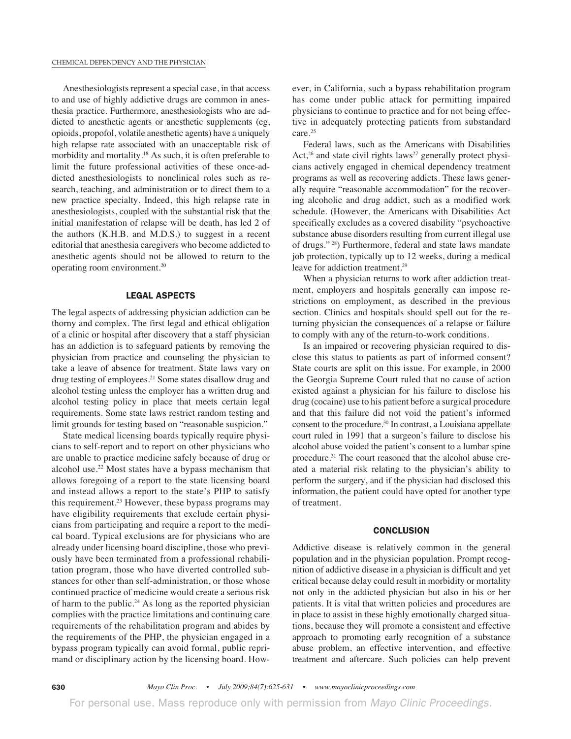Anesthesiologists represent a special case, in that access to and use of highly addictive drugs are common in anesthesia practice. Furthermore, anesthesiologists who are addicted to anesthetic agents or anesthetic supplements (eg, opioids, propofol, volatile anesthetic agents) have a uniquely high relapse rate associated with an unacceptable risk of morbidity and mortality.[18] As such, it is often preferable to limit the future professional activities of these once-addicted anesthesiologists to nonclinical roles such as research, teaching, and administration or to direct them to a new practice specialty. Indeed, this high relapse rate in anesthesiologists, coupled with the substantial risk that the initial manifestation of relapse will be death, has led 2 of the authors (K.H.B. and M.D.S.) to suggest in a recent editorial that anesthesia caregivers who become addicted to anesthetic agents should not be allowed to return to the operating room environment.[20]

## LEGAL ASPECTS

The legal aspects of addressing physician addiction can be thorny and complex. The first legal and ethical obligation of a clinic or hospital after discovery that a staff physician has an addiction is to safeguard patients by removing the physician from practice and counseling the physician to take a leave of absence for treatment. State laws vary on drug testing of employees.[21] Some states disallow drug and alcohol testing unless the employer has a written drug and alcohol testing policy in place that meets certain legal requirements. Some state laws restrict random testing and limit grounds for testing based on "reasonable suspicion."

State medical licensing boards typically require physicians to self-report and to report on other physicians who are unable to practice medicine safely because of drug or alcohol use.[22] Most states have a bypass mechanism that allows foregoing of a report to the state licensing board and instead allows a report to the state's PHP to satisfy this requirement.[23] However, these bypass programs may have eligibility requirements that exclude certain physicians from participating and require a report to the medical board. Typical exclusions are for physicians who are already under licensing board discipline, those who previously have been terminated from a professional rehabilitation program, those who have diverted controlled substances for other than self-administration, or those whose continued practice of medicine would create a serious risk of harm to the public.[24] As long as the reported physician complies with the practice limitations and continuing care requirements of the rehabilitation program and abides by the requirements of the PHP, the physician engaged in a bypass program typically can avoid formal, public reprimand or disciplinary action by the licensing board. However, in California, such a bypass rehabilitation program has come under public attack for permitting impaired physicians to continue to practice and for not being effective in adequately protecting patients from substandard care.[25]

Federal laws, such as the Americans with Disabilities Act,[26] and state civil rights laws[27] generally protect physicians actively engaged in chemical dependency treatment programs as well as recovering addicts. These laws generally require "reasonable accommodation" for the recovering alcoholic and drug addict, such as a modified work schedule. (However, the Americans with Disabilities Act specifically excludes as a covered disability "psychoactive substance abuse disorders resulting from current illegal use of drugs."[28]) Furthermore, federal and state laws mandate job protection, typically up to 12 weeks, during a medical leave for addiction treatment.[29]

When a physician returns to work after addiction treatment, employers and hospitals generally can impose restrictions on employment, as described in the previous section. Clinics and hospitals should spell out for the returning physician the consequences of a relapse or failure to comply with any of the return-to-work conditions.

Is an impaired or recovering physician required to disclose this status to patients as part of informed consent? State courts are split on this issue. For example, in 2000 the Georgia Supreme Court ruled that no cause of action existed against a physician for his failure to disclose his drug (cocaine) use to his patient before a surgical procedure and that this failure did not void the patient's informed consent to the procedure.[30] In contrast, a Louisiana appellate court ruled in 1991 that a surgeon's failure to disclose his alcohol abuse voided the patient's consent to a lumbar spine procedure.[31] The court reasoned that the alcohol abuse created a material risk relating to the physician's ability to perform the surgery, and if the physician had disclosed this information, the patient could have opted for another type of treatment.

## CONCLUSION

Addictive disease is relatively common in the general population and in the physician population. Prompt recognition of addictive disease in a physician is difficult and yet critical because delay could result in morbidity or mortality not only in the addicted physician but also in his or her patients. It is vital that written policies and procedures are in place to assist in these highly emotionally charged situations, because they will promote a consistent and effective approach to promoting early recognition of a substance abuse problem, an effective intervention, and effective treatment and aftercare. Such policies can help prevent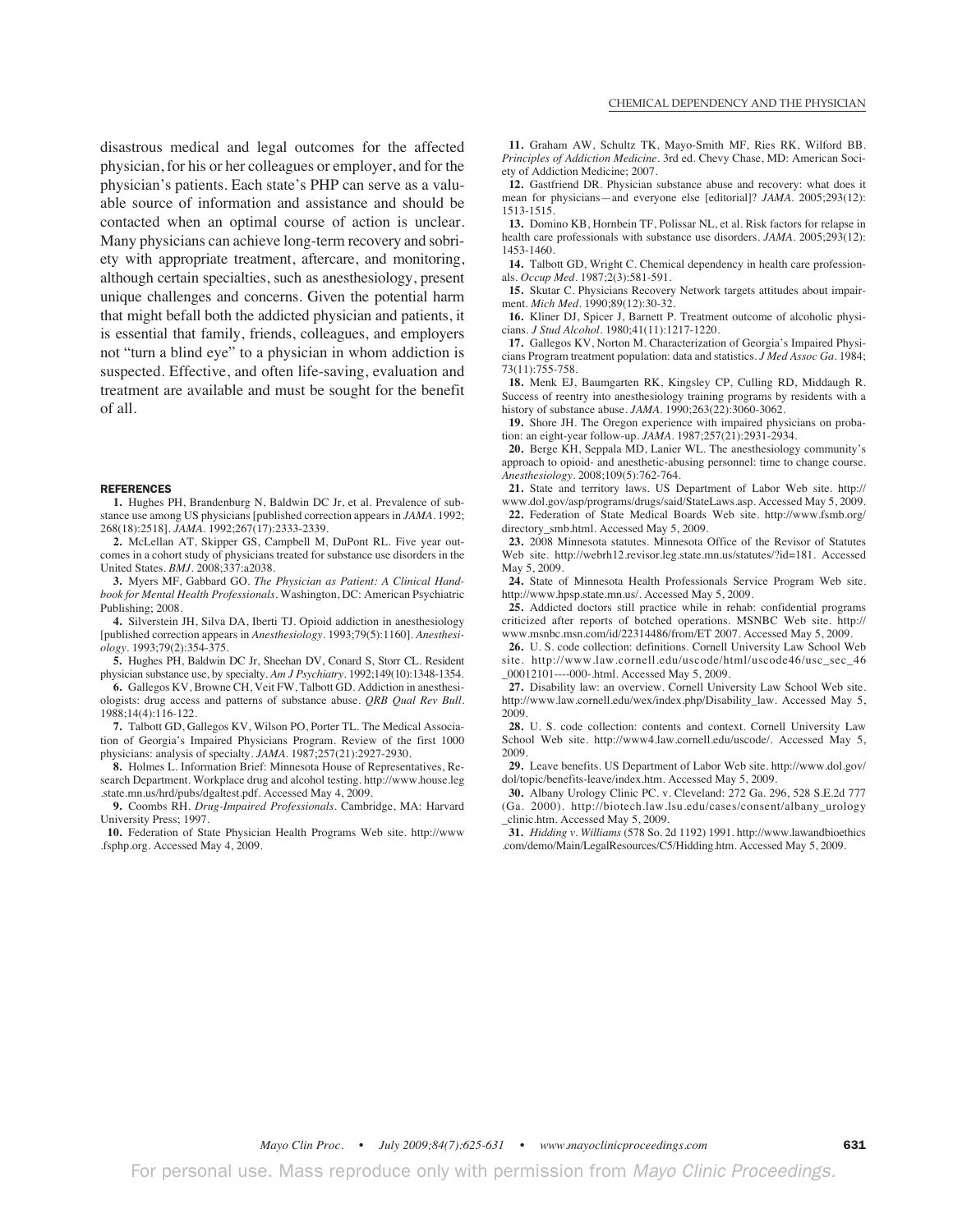disastrous medical and legal outcomes for the affected physician, for his or her colleagues or employer, and for the physician's patients. Each state's PHP can serve as a valuable source of information and assistance and should be contacted when an optimal course of action is unclear. Many physicians can achieve long-term recovery and sobriety with appropriate treatment, aftercare, and monitoring, although certain specialties, such as anesthesiology, present unique challenges and concerns. Given the potential harm that might befall both the addicted physician and patients, it is essential that family, friends, colleagues, and employers not "turn a blind eye" to a physician in whom addiction is suspected. Effective, and often life-saving, evaluation and treatment are available and must be sought for the benefit of all.

## REFERENCES

1. Hughes PH, Brandenburg N, Baldwin DC Jr, et al. Prevalence of substance use among US physicians [published correction appears in *JAMA*. 1992; 268(18):2518]. *JAMA*. 1992;267(17):2333-2339.
2. McLellan AT, Skipper GS, Campbell M, DuPont RL. Five year outcomes in a cohort study of physicians treated for substance use disorders in the United States. *BMJ*. 2008;337:a2038.
3. Myers MF, Gabbard GO. *The Physician as Patient: A Clinical Handbook for Mental Health Professionals*. Washington, DC: American Psychiatric Publishing; 2008.
4. Silverstein JH, Silva DA, Iberti TJ. Opioid addiction in anesthesiology [published correction appears in *Anesthesiology*. 1993;79(5):1160]. *Anesthesiology*. 1993;79(2):354-375.
5. Hughes PH, Baldwin DC Jr, Sheehan DV, Conard S, Storr CL. Resident physician substance use, by specialty. *Am J Psychiatry*. 1992;149(10):1348-1354.
6. Gallegos KV, Browne CH, Veit FW, Talbott GD. Addiction in anesthesiologists: drug access and patterns of substance abuse. *QRB Qual Rev Bull*. 1988;14(4):116-122.
7. Talbott GD, Gallegos KV, Wilson PO, Porter TL. The Medical Association of Georgia's Impaired Physicians Program. Review of the first 1000 physicians: analysis of specialty. *JAMA*. 1987;257(21):2927-2930.
8. Holmes L. Information Brief: Minnesota House of Representatives, Research Department. Workplace drug and alcohol testing. http://www.house.leg.state.mn.us/hrd/pubs/dgaltest.pdf. Accessed May 4, 2009.
9. Coombs RH. *Drug-Impaired Professionals*. Cambridge, MA: Harvard University Press; 1997.
10. Federation of State Physician Health Programs Web site. http://www.fsphp.org. Accessed May 4, 2009.
11. Graham AW, Schultz TK, Mayo-Smith MF, Ries RK, Wilford BB. *Principles of Addiction Medicine*. 3rd ed. Chevy Chase, MD: American Society of Addiction Medicine; 2007.
12. Gastfriend DR. Physician substance abuse and recovery: what does it mean for physicians—and everyone else [editorial]? *JAMA*. 2005;293(12): 1513-1515.
13. Domino KB, Hornbein TF, Polissar NL, et al. Risk factors for relapse in health care professionals with substance use disorders. *JAMA*. 2005;293(12): 1453-1460.
14. Talbott GD, Wright C. Chemical dependency in health care professionals. *Occup Med*. 1987;2(3):581-591.
15. Skutar C. Physicians Recovery Network targets attitudes about impairment. *Mich Med*. 1990;89(12):30-32.
16. Kliner DJ, Spicer J, Barnett P. Treatment outcome of alcoholic physicians. *J Stud Alcohol*. 1980;41(11):1217-1220.
17. Gallegos KV, Norton M. Characterization of Georgia's Impaired Physicians Program treatment population: data and statistics. *J Med Assoc Ga*. 1984; 73(11):755-758.
18. Menk EJ, Baumgarten RK, Kingsley CP, Culling RD, Middaugh R. Success of reentry into anesthesiology training programs by residents with a history of substance abuse. *JAMA*. 1990;263(22):3060-3062.
19. Shore JH. The Oregon experience with impaired physicians on probation: an eight-year follow-up. *JAMA*. 1987;257(21):2931-2934.
20. Berge KH, Seppala MD, Lanier WL. The anesthesiology community's approach to opioid- and anesthetic-abusing personnel: time to change course. *Anesthesiology*. 2008;109(5):762-764.
21. State and territory laws. US Department of Labor Web site. http://www.dol.gov/asp/programs/drugs/said/StateLaws.asp. Accessed May 5, 2009.
22. Federation of State Medical Boards Web site. http://www.fsmb.org/directory_smb.html. Accessed May 5, 2009.
23. 2008 Minnesota statutes. Minnesota Office of the Revisor of Statutes Web site. http://webrh12.revisor.leg.state.mn.us/statutes/?id=181. Accessed May 5, 2009.
24. State of Minnesota Health Professionals Service Program Web site. http://www.hpsp.state.mn.us/. Accessed May 5, 2009.
25. Addicted doctors still practice while in rehab: confidential programs criticized after reports of botched operations. MSNBC Web site. http://www.msnbc.msn.com/id/22314486/from/ET 2007. Accessed May 5, 2009.
26. U. S. code collection: definitions. Cornell University Law School Web site. http://www.law.cornell.edu/uscode/html/uscode46/usc_sec_46_00012101----000-.html. Accessed May 5, 2009.
27. Disability law: an overview. Cornell University Law School Web site. http://www.law.cornell.edu/wex/index.php/Disability_law. Accessed May 5, 2009.
28. U. S. code collection: contents and context. Cornell University Law School Web site. http://www4.law.cornell.edu/uscode/. Accessed May 5, 2009.
29. Leave benefits. US Department of Labor Web site. http://www.dol.gov/dol/topic/benefits-leave/index.htm. Accessed May 5, 2009.
30. Albany Urology Clinic PC. v. Cleveland: 272 Ga. 296, 528 S.E.2d 777 (Ga. 2000). http://biotech.law.lsu.edu/cases/consent/albany_urology_clinic.htm. Accessed May 5, 2009.
31. *Hidding v. Williams* (578 So. 2d 1192) 1991. http://www.lawandbioethics.com/demo/Main/LegalResources/C5/Hidding.htm. Accessed May 5, 2009.

For personal use. Mass reproduce only with permission from *Mayo Clinic Proceedings*.